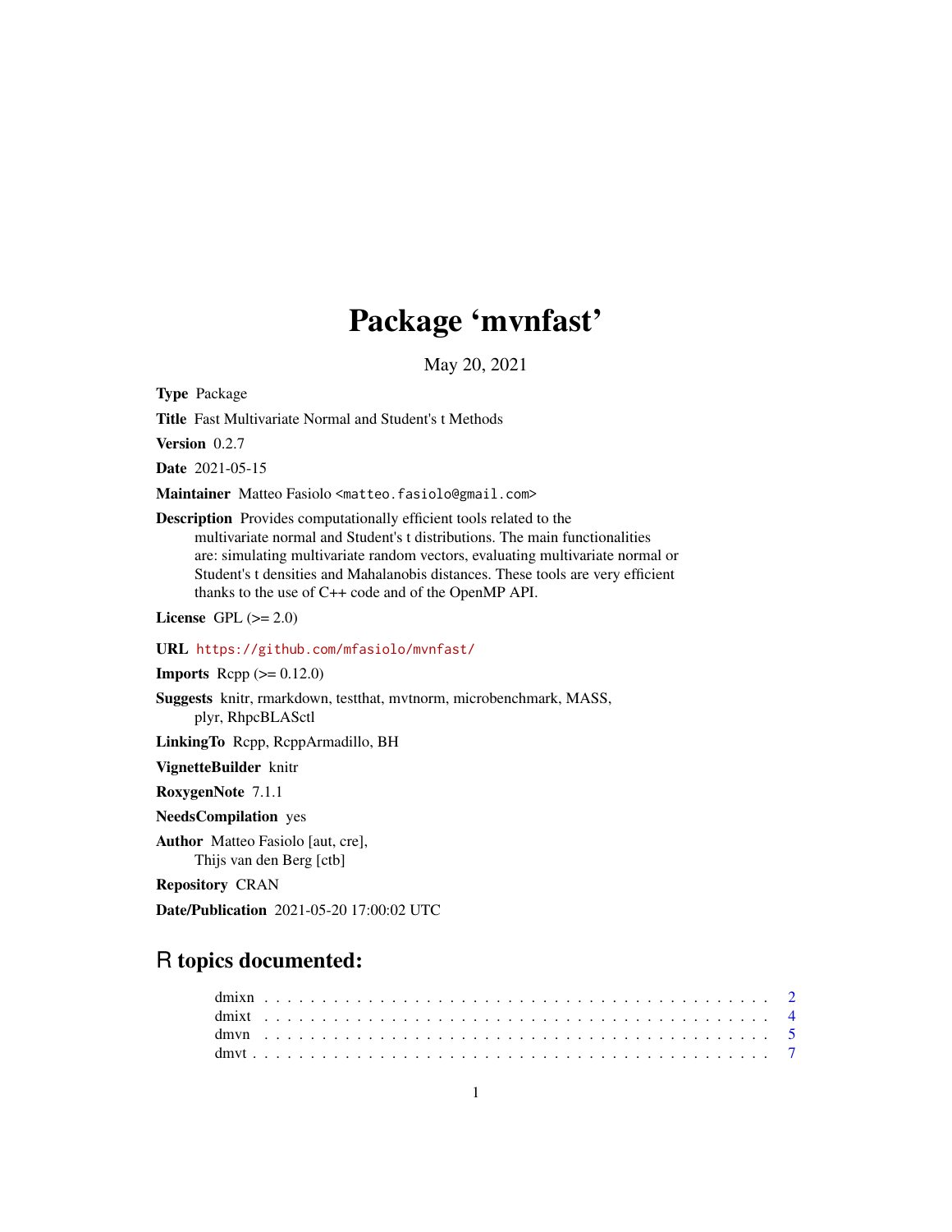# Package 'mvnfast'

May 20, 2021

**Type** Package

**Title** Fast Multivariate Normal and Student's t Methods

**Version** 0.2.7

**Date** 2021-05-15

**Maintainer** Matteo Fasiolo <matteo.fasiolo@gmail.com>

**Description** Provides computationally efficient tools related to the multivariate normal and Student's t distributions. The main functionalities are: simulating multivariate random vectors, evaluating multivariate normal or Student's t densities and Mahalanobis distances. These tools are very efficient thanks to the use of C++ code and of the OpenMP API.

**License** GPL (>= 2.0)

**URL** https://github.com/mfasiolo/mvnfast/

**Imports** Rcpp (>= 0.12.0)

**Suggests** knitr, rmarkdown, testthat, mvtnorm, microbenchmark, MASS, plyr, RhpcBLASctl

**LinkingTo** Rcpp, RcppArmadillo, BH

**VignetteBuilder** knitr

**RoxygenNote** 7.1.1

**NeedsCompilation** yes

**Author** Matteo Fasiolo [aut, cre], Thijs van den Berg [ctb]

**Repository** CRAN

**Date/Publication** 2021-05-20 17:00:02 UTC

## R topics documented:

- dmixn . . . . . . . . . . . . . . . . . . . . . . . . . . . . . . . . . . . . . . . . . . 2
- dmixt . . . . . . . . . . . . . . . . . . . . . . . . . . . . . . . . . . . . . . . . . . 4
- dmvn . . . . . . . . . . . . . . . . . . . . . . . . . . . . . . . . . . . . . . . . . . 5
- dmvt . . . . . . . . . . . . . . . . . . . . . . . . . . . . . . . . . . . . . . . . . . 7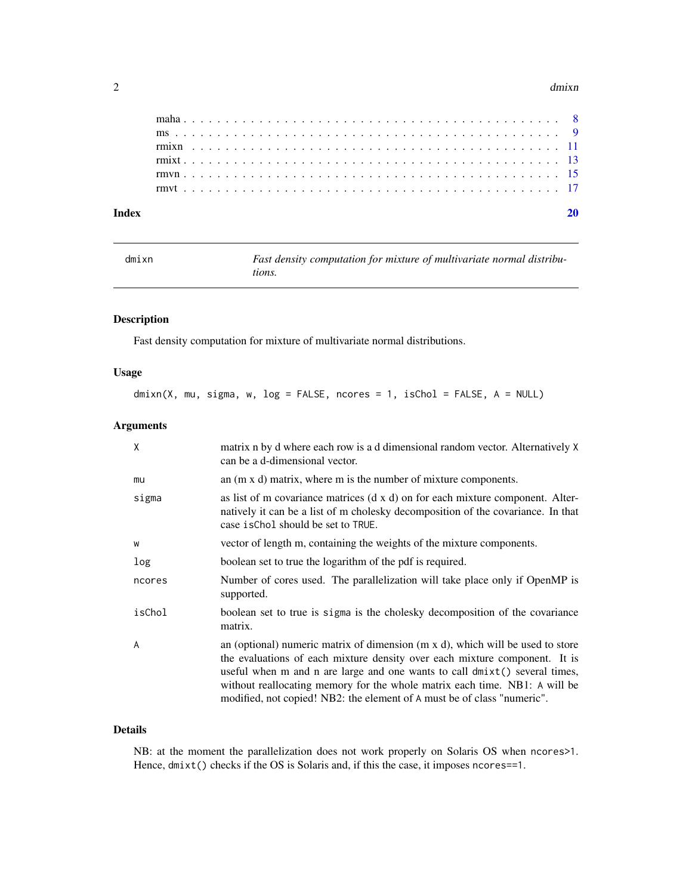| | |
|---|---|
| maha | 8 |
| ms | 9 |
| rmixn | 11 |
| rmixt | 13 |
| rmvn | 15 |
| rmvt | 17 |

**Index** 20

---

# dmixn

*Fast density computation for mixture of multivariate normal distributions.*

---

### Description

Fast density computation for mixture of multivariate normal distributions.

### Usage

```
dmixn(X, mu, sigma, w, log = FALSE, ncores = 1, isChol = FALSE, A = NULL)
```

### Arguments

| | |
|---|---|
| `X` | matrix n by d where each row is a d dimensional random vector. Alternatively `X` can be a d-dimensional vector. |
| `mu` | an (m x d) matrix, where m is the number of mixture components. |
| `sigma` | as list of m covariance matrices (d x d) on for each mixture component. Alternatively it can be a list of m cholesky decomposition of the covariance. In that case `isChol` should be set to `TRUE`. |
| `w` | vector of length m, containing the weights of the mixture components. |
| `log` | boolean set to true the logarithm of the pdf is required. |
| `ncores` | Number of cores used. The parallelization will take place only if OpenMP is supported. |
| `isChol` | boolean set to true is `sigma` is the cholesky decomposition of the covariance matrix. |
| `A` | an (optional) numeric matrix of dimension (m x d), which will be used to store the evaluations of each mixture density over each mixture component. It is useful when m and n are large and one wants to call `dmixt()` several times, without reallocating memory for the whole matrix each time. NB1: `A` will be modified, not copied! NB2: the element of `A` must be of class "numeric". |

### Details

NB: at the moment the parallelization does not work properly on Solaris OS when `ncores>1`. Hence, `dmixt()` checks if the OS is Solaris and, if this the case, it imposes `ncores==1`.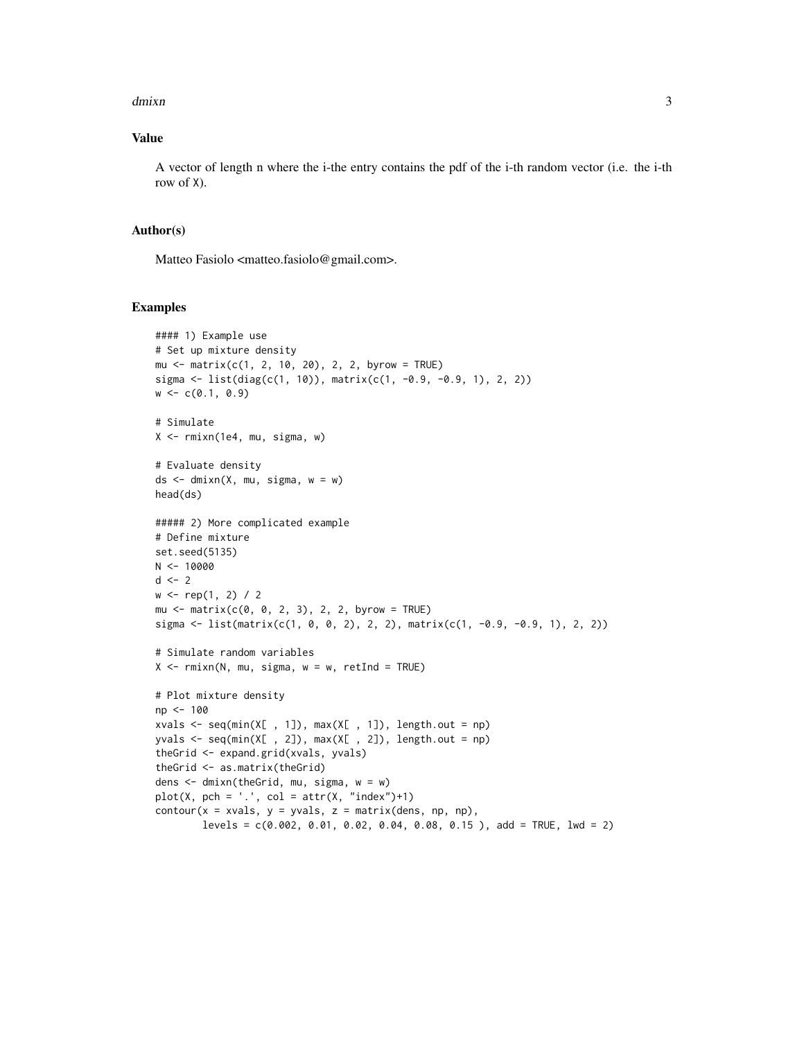## Value

A vector of length n where the i-the entry contains the pdf of the i-th random vector (i.e. the i-th row of X).

## Author(s)

Matteo Fasiolo <matteo.fasiolo@gmail.com>.

## Examples

```
#### 1) Example use
# Set up mixture density
mu <- matrix(c(1, 2, 10, 20), 2, 2, byrow = TRUE)
sigma <- list(diag(c(1, 10)), matrix(c(1, -0.9, -0.9, 1), 2, 2))
w <- c(0.1, 0.9)

# Simulate
X <- rmixn(1e4, mu, sigma, w)

# Evaluate density
ds <- dmixn(X, mu, sigma, w = w)
head(ds)

##### 2) More complicated example
# Define mixture
set.seed(5135)
N <- 10000
d <- 2
w <- rep(1, 2) / 2
mu <- matrix(c(0, 0, 2, 3), 2, 2, byrow = TRUE)
sigma <- list(matrix(c(1, 0, 0, 2), 2, 2), matrix(c(1, -0.9, -0.9, 1), 2, 2))

# Simulate random variables
X <- rmixn(N, mu, sigma, w = w, retInd = TRUE)

# Plot mixture density
np <- 100
xvals <- seq(min(X[ , 1]), max(X[ , 1]), length.out = np)
yvals <- seq(min(X[ , 2]), max(X[ , 2]), length.out = np)
theGrid <- expand.grid(xvals, yvals)
theGrid <- as.matrix(theGrid)
dens <- dmixn(theGrid, mu, sigma, w = w)
plot(X, pch = '.', col = attr(X, "index")+1)
contour(x = xvals, y = yvals, z = matrix(dens, np, np),
        levels = c(0.002, 0.01, 0.02, 0.04, 0.08, 0.15 ), add = TRUE, lwd = 2)
```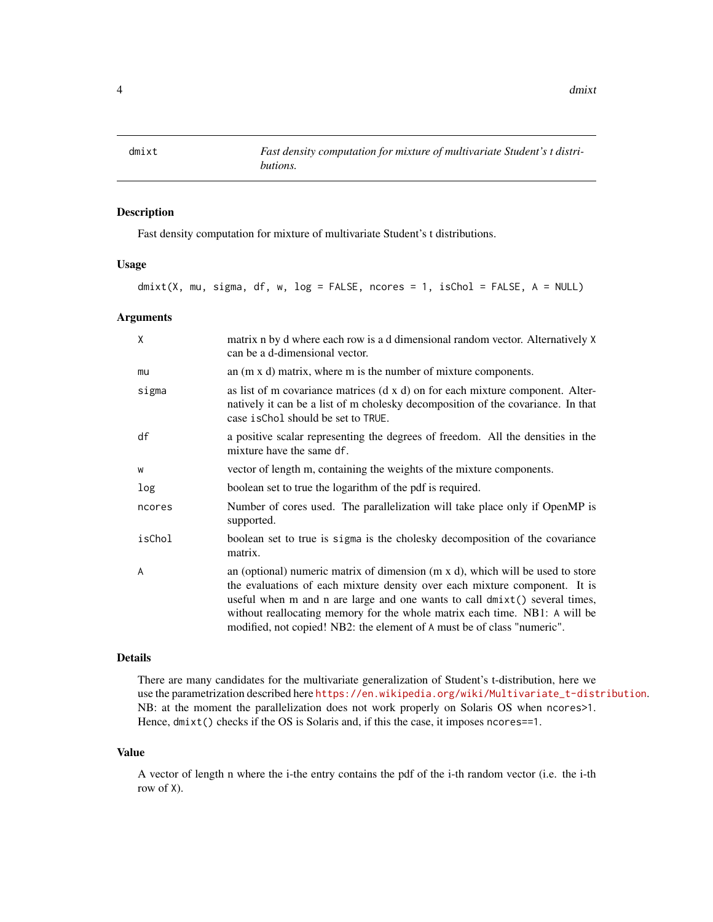# dmixt — *Fast density computation for mixture of multivariate Student's t distributions.*

## Description

Fast density computation for mixture of multivariate Student's t distributions.

## Usage

```
dmixt(X, mu, sigma, df, w, log = FALSE, ncores = 1, isChol = FALSE, A = NULL)
```

## Arguments

| Argument | Description |
|---|---|
| `X` | matrix n by d where each row is a d dimensional random vector. Alternatively `X` can be a d-dimensional vector. |
| `mu` | an (m x d) matrix, where m is the number of mixture components. |
| `sigma` | as list of m covariance matrices (d x d) on for each mixture component. Alternatively it can be a list of m cholesky decomposition of the covariance. In that case `isChol` should be set to `TRUE`. |
| `df` | a positive scalar representing the degrees of freedom. All the densities in the mixture have the same `df`. |
| `w` | vector of length m, containing the weights of the mixture components. |
| `log` | boolean set to true the logarithm of the pdf is required. |
| `ncores` | Number of cores used. The parallelization will take place only if OpenMP is supported. |
| `isChol` | boolean set to true is `sigma` is the cholesky decomposition of the covariance matrix. |
| `A` | an (optional) numeric matrix of dimension (m x d), which will be used to store the evaluations of each mixture density over each mixture component. It is useful when m and n are large and one wants to call `dmixt()` several times, without reallocating memory for the whole matrix each time. NB1: `A` will be modified, not copied! NB2: the element of `A` must be of class "numeric". |

## Details

There are many candidates for the multivariate generalization of Student's t-distribution, here we use the parametrization described here https://en.wikipedia.org/wiki/Multivariate_t-distribution.

NB: at the moment the parallelization does not work properly on Solaris OS when `ncores>1`. Hence, `dmixt()` checks if the OS is Solaris and, if this the case, it imposes `ncores==1`.

## Value

A vector of length n where the i-the entry contains the pdf of the i-th random vector (i.e. the i-th row of `X`).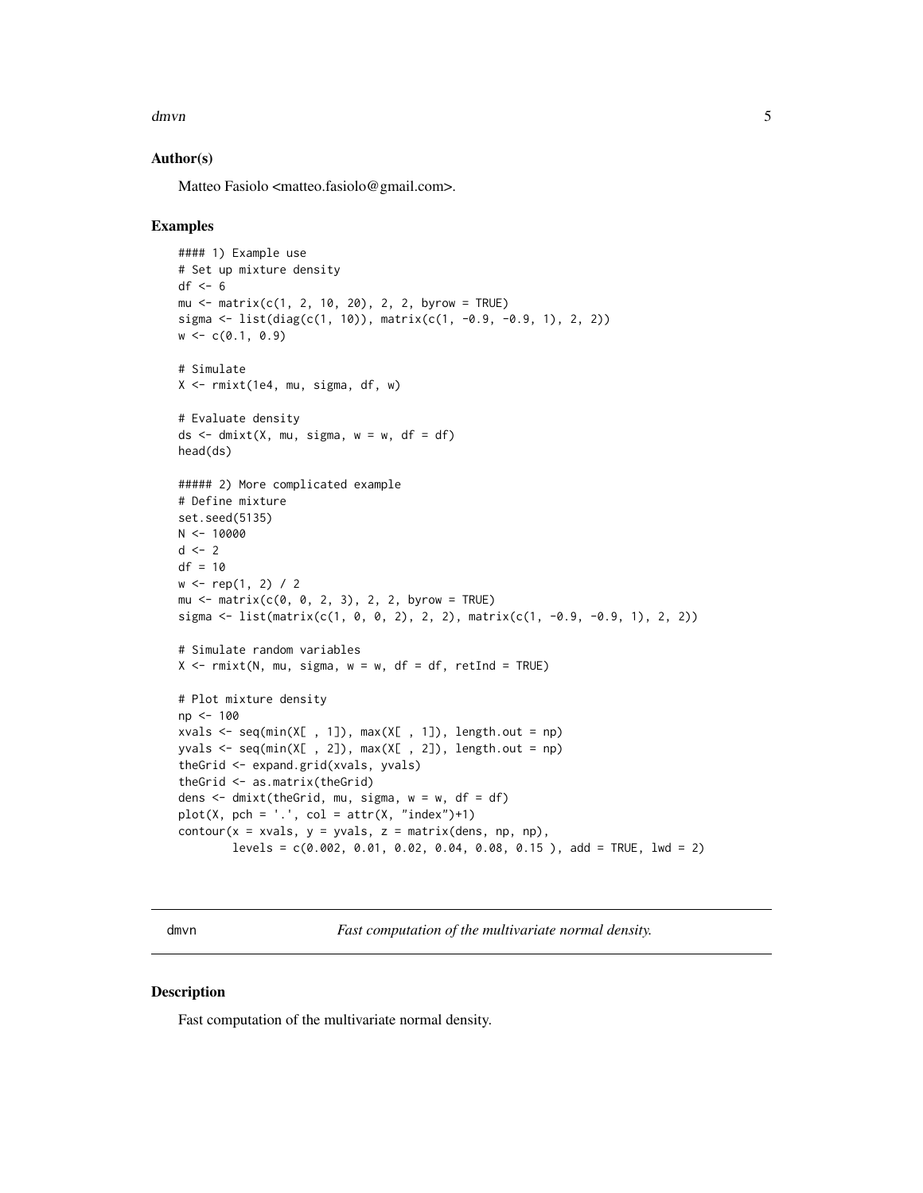### Author(s)

Matteo Fasiolo <matteo.fasiolo@gmail.com>.

### Examples

```
#### 1) Example use
# Set up mixture density
df <- 6
mu <- matrix(c(1, 2, 10, 20), 2, 2, byrow = TRUE)
sigma <- list(diag(c(1, 10)), matrix(c(1, -0.9, -0.9, 1), 2, 2))
w <- c(0.1, 0.9)

# Simulate
X <- rmixt(1e4, mu, sigma, df, w)

# Evaluate density
ds <- dmixt(X, mu, sigma, w = w, df = df)
head(ds)

##### 2) More complicated example
# Define mixture
set.seed(5135)
N <- 10000
d <- 2
df = 10
w <- rep(1, 2) / 2
mu <- matrix(c(0, 0, 2, 3), 2, 2, byrow = TRUE)
sigma <- list(matrix(c(1, 0, 0, 2), 2, 2), matrix(c(1, -0.9, -0.9, 1), 2, 2))

# Simulate random variables
X <- rmixt(N, mu, sigma, w = w, df = df, retInd = TRUE)

# Plot mixture density
np <- 100
xvals <- seq(min(X[ , 1]), max(X[ , 1]), length.out = np)
yvals <- seq(min(X[ , 2]), max(X[ , 2]), length.out = np)
theGrid <- expand.grid(xvals, yvals)
theGrid <- as.matrix(theGrid)
dens <- dmixt(theGrid, mu, sigma, w = w, df = df)
plot(X, pch = '.', col = attr(X, "index")+1)
contour(x = xvals, y = yvals, z = matrix(dens, np, np),
        levels = c(0.002, 0.01, 0.02, 0.04, 0.08, 0.15 ), add = TRUE, lwd = 2)
```

---

## dmvn — *Fast computation of the multivariate normal density.*

---

### Description

Fast computation of the multivariate normal density.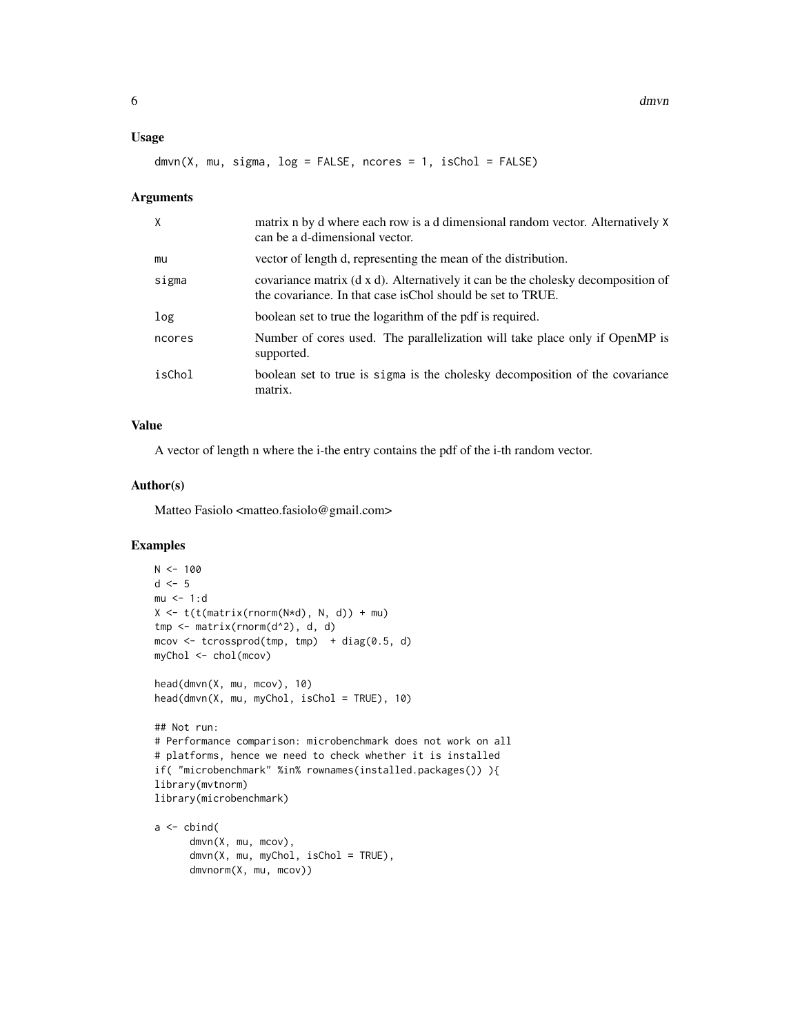### Usage

```
dmvn(X, mu, sigma, log = FALSE, ncores = 1, isChol = FALSE)
```

### Arguments

| | |
|---|---|
| X | matrix n by d where each row is a d dimensional random vector. Alternatively X can be a d-dimensional vector. |
| mu | vector of length d, representing the mean of the distribution. |
| sigma | covariance matrix (d x d). Alternatively it can be the cholesky decomposition of the covariance. In that case isChol should be set to TRUE. |
| log | boolean set to true the logarithm of the pdf is required. |
| ncores | Number of cores used. The parallelization will take place only if OpenMP is supported. |
| isChol | boolean set to true is sigma is the cholesky decomposition of the covariance matrix. |

### Value

A vector of length n where the i-the entry contains the pdf of the i-th random vector.

### Author(s)

Matteo Fasiolo <matteo.fasiolo@gmail.com>

### Examples

```
N <- 100
d <- 5
mu <- 1:d
X <- t(t(matrix(rnorm(N*d), N, d)) + mu)
tmp <- matrix(rnorm(d^2), d, d)
mcov <- tcrossprod(tmp, tmp)  + diag(0.5, d)
myChol <- chol(mcov)

head(dmvn(X, mu, mcov), 10)
head(dmvn(X, mu, myChol, isChol = TRUE), 10)

## Not run:
# Performance comparison: microbenchmark does not work on all
# platforms, hence we need to check whether it is installed
if( "microbenchmark" %in% rownames(installed.packages()) ){
library(mvtnorm)
library(microbenchmark)

a <- cbind(
      dmvn(X, mu, mcov),
      dmvn(X, mu, myChol, isChol = TRUE),
      dmvnorm(X, mu, mcov))
```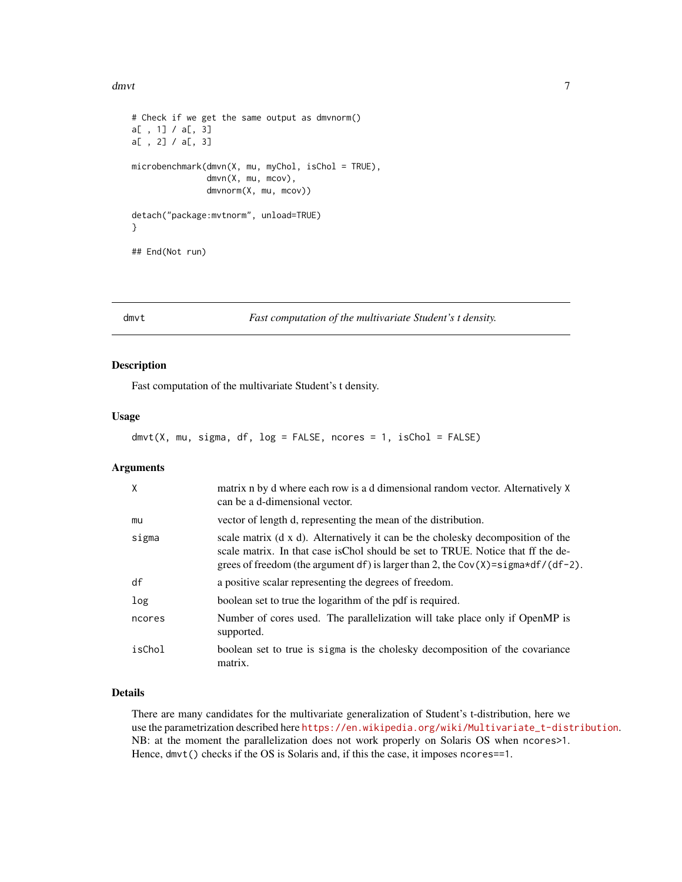```
# Check if we get the same output as dmvnorm()
a[ , 1] / a[, 3]
a[ , 2] / a[, 3]

microbenchmark(dmvn(X, mu, myChol, isChol = TRUE),
               dmvn(X, mu, mcov),
               dmvnorm(X, mu, mcov))

detach("package:mvtnorm", unload=TRUE)
}

## End(Not run)
```

---

dmvt — *Fast computation of the multivariate Student's t density.*

---

## Description

Fast computation of the multivariate Student's t density.

## Usage

```
dmvt(X, mu, sigma, df, log = FALSE, ncores = 1, isChol = FALSE)
```

## Arguments

| Argument | Description |
|---|---|
| X | matrix n by d where each row is a d dimensional random vector. Alternatively X can be a d-dimensional vector. |
| mu | vector of length d, representing the mean of the distribution. |
| sigma | scale matrix (d x d). Alternatively it can be the cholesky decomposition of the scale matrix. In that case isChol should be set to TRUE. Notice that ff the degrees of freedom (the argument df) is larger than 2, the Cov(X)=sigma*df/(df-2). |
| df | a positive scalar representing the degrees of freedom. |
| log | boolean set to true the logarithm of the pdf is required. |
| ncores | Number of cores used. The parallelization will take place only if OpenMP is supported. |
| isChol | boolean set to true is sigma is the cholesky decomposition of the covariance matrix. |

## Details

There are many candidates for the multivariate generalization of Student's t-distribution, here we use the parametrization described here https://en.wikipedia.org/wiki/Multivariate_t-distribution. NB: at the moment the parallelization does not work properly on Solaris OS when ncores>1. Hence, dmvt() checks if the OS is Solaris and, if this the case, it imposes ncores==1.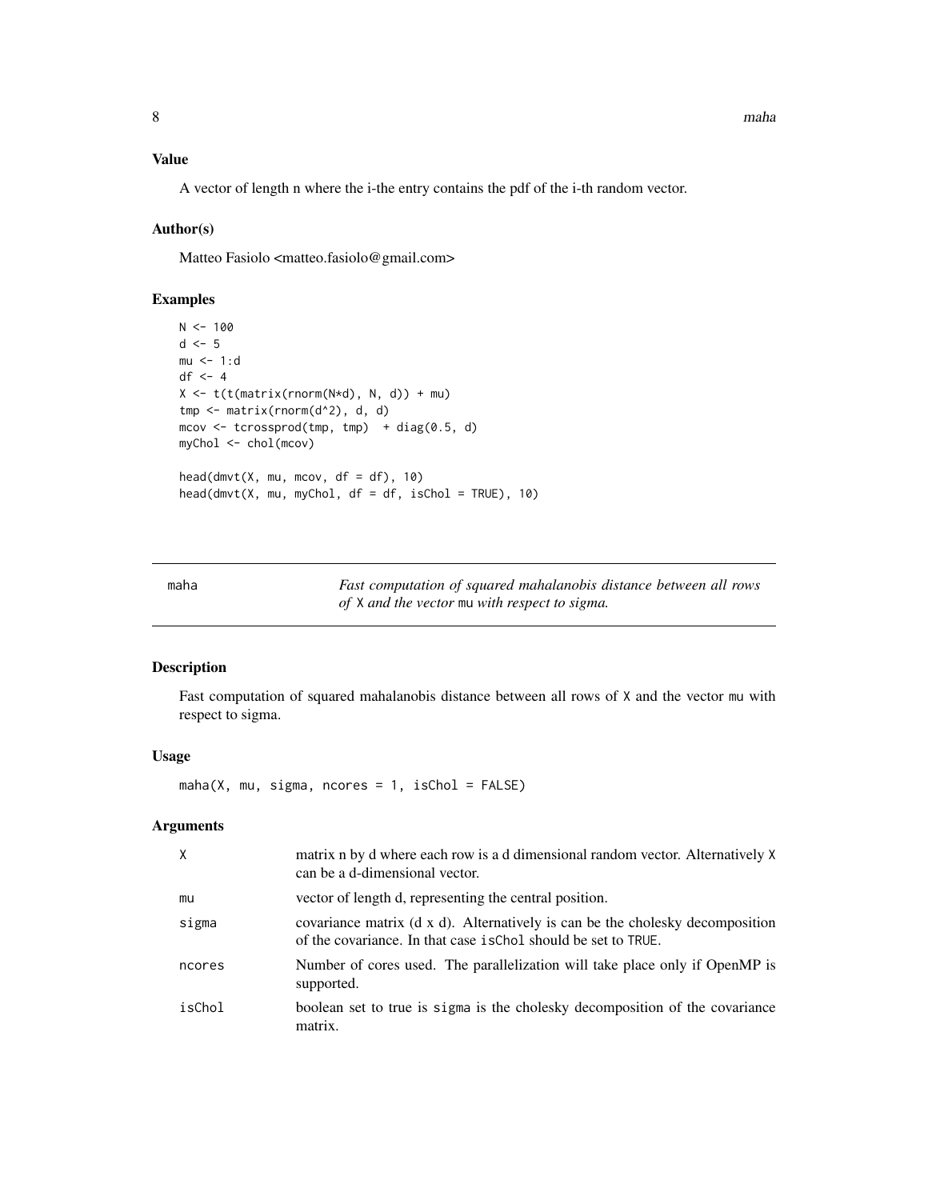### Value

A vector of length n where the i-the entry contains the pdf of the i-th random vector.

### Author(s)

Matteo Fasiolo <matteo.fasiolo@gmail.com>

### Examples

```
N <- 100
d <- 5
mu <- 1:d
df <- 4
X <- t(t(matrix(rnorm(N*d), N, d)) + mu)
tmp <- matrix(rnorm(d^2), d, d)
mcov <- tcrossprod(tmp, tmp)  + diag(0.5, d)
myChol <- chol(mcov)

head(dmvt(X, mu, mcov, df = df), 10)
head(dmvt(X, mu, myChol, df = df, isChol = TRUE), 10)
```

---

## maha — *Fast computation of squared mahalanobis distance between all rows of X and the vector mu with respect to sigma.*

### Description

Fast computation of squared mahalanobis distance between all rows of X and the vector mu with respect to sigma.

### Usage

```
maha(X, mu, sigma, ncores = 1, isChol = FALSE)
```

### Arguments

| | |
|---|---|
| X | matrix n by d where each row is a d dimensional random vector. Alternatively X can be a d-dimensional vector. |
| mu | vector of length d, representing the central position. |
| sigma | covariance matrix (d x d). Alternatively is can be the cholesky decomposition of the covariance. In that case isChol should be set to TRUE. |
| ncores | Number of cores used. The parallelization will take place only if OpenMP is supported. |
| isChol | boolean set to true is sigma is the cholesky decomposition of the covariance matrix. |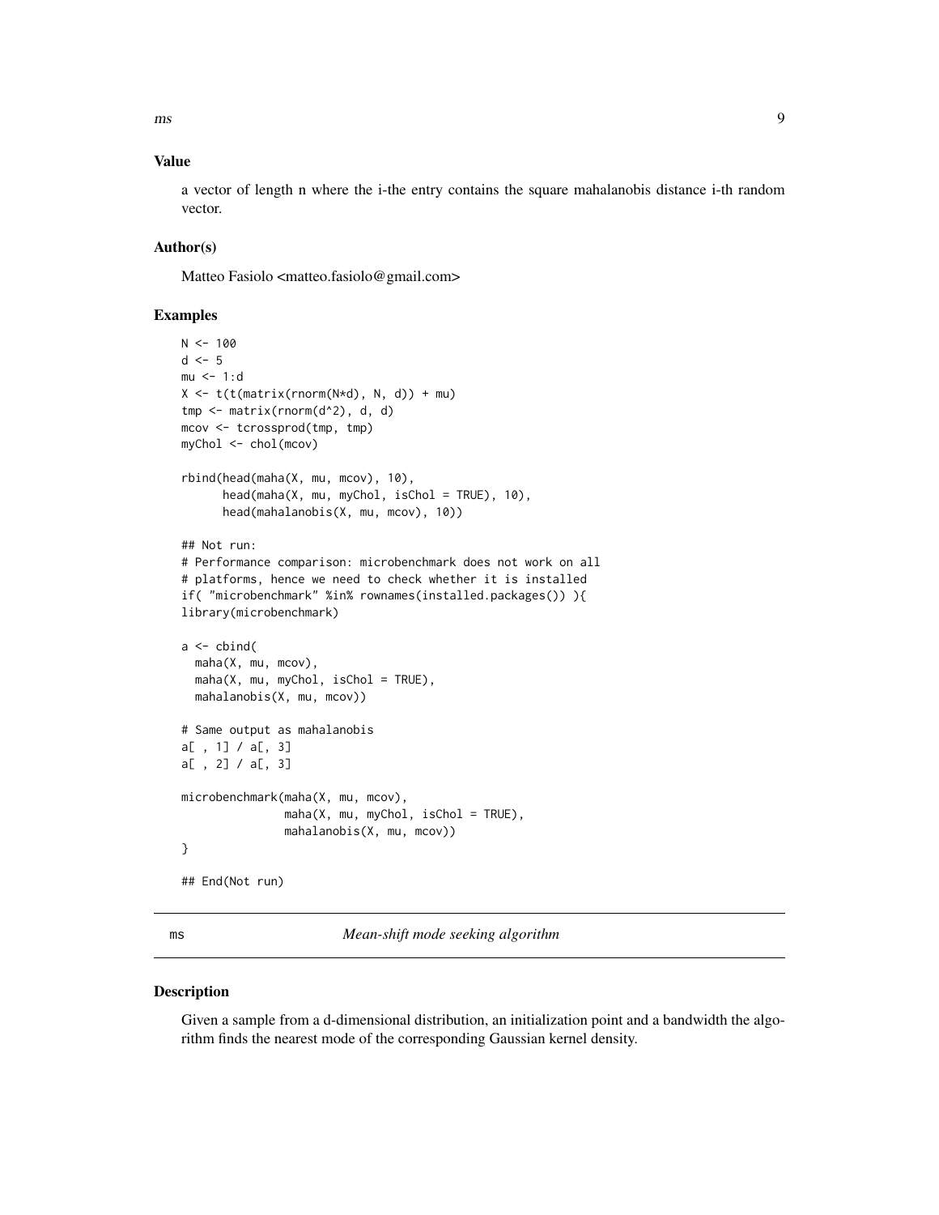### Value

a vector of length n where the i-the entry contains the square mahalanobis distance i-th random vector.

### Author(s)

Matteo Fasiolo <matteo.fasiolo@gmail.com>

### Examples

```
N <- 100
d <- 5
mu <- 1:d
X <- t(t(matrix(rnorm(N*d), N, d)) + mu)
tmp <- matrix(rnorm(d^2), d, d)
mcov <- tcrossprod(tmp, tmp)
myChol <- chol(mcov)

rbind(head(maha(X, mu, mcov), 10),
      head(maha(X, mu, myChol, isChol = TRUE), 10),
      head(mahalanobis(X, mu, mcov), 10))

## Not run:
# Performance comparison: microbenchmark does not work on all
# platforms, hence we need to check whether it is installed
if( "microbenchmark" %in% rownames(installed.packages()) ){
library(microbenchmark)

a <- cbind(
  maha(X, mu, mcov),
  maha(X, mu, myChol, isChol = TRUE),
  mahalanobis(X, mu, mcov))

# Same output as mahalanobis
a[ , 1] / a[, 3]
a[ , 2] / a[, 3]

microbenchmark(maha(X, mu, mcov),
               maha(X, mu, myChol, isChol = TRUE),
               mahalanobis(X, mu, mcov))
}

## End(Not run)
```

## ms — *Mean-shift mode seeking algorithm*

### Description

Given a sample from a d-dimensional distribution, an initialization point and a bandwidth the algorithm finds the nearest mode of the corresponding Gaussian kernel density.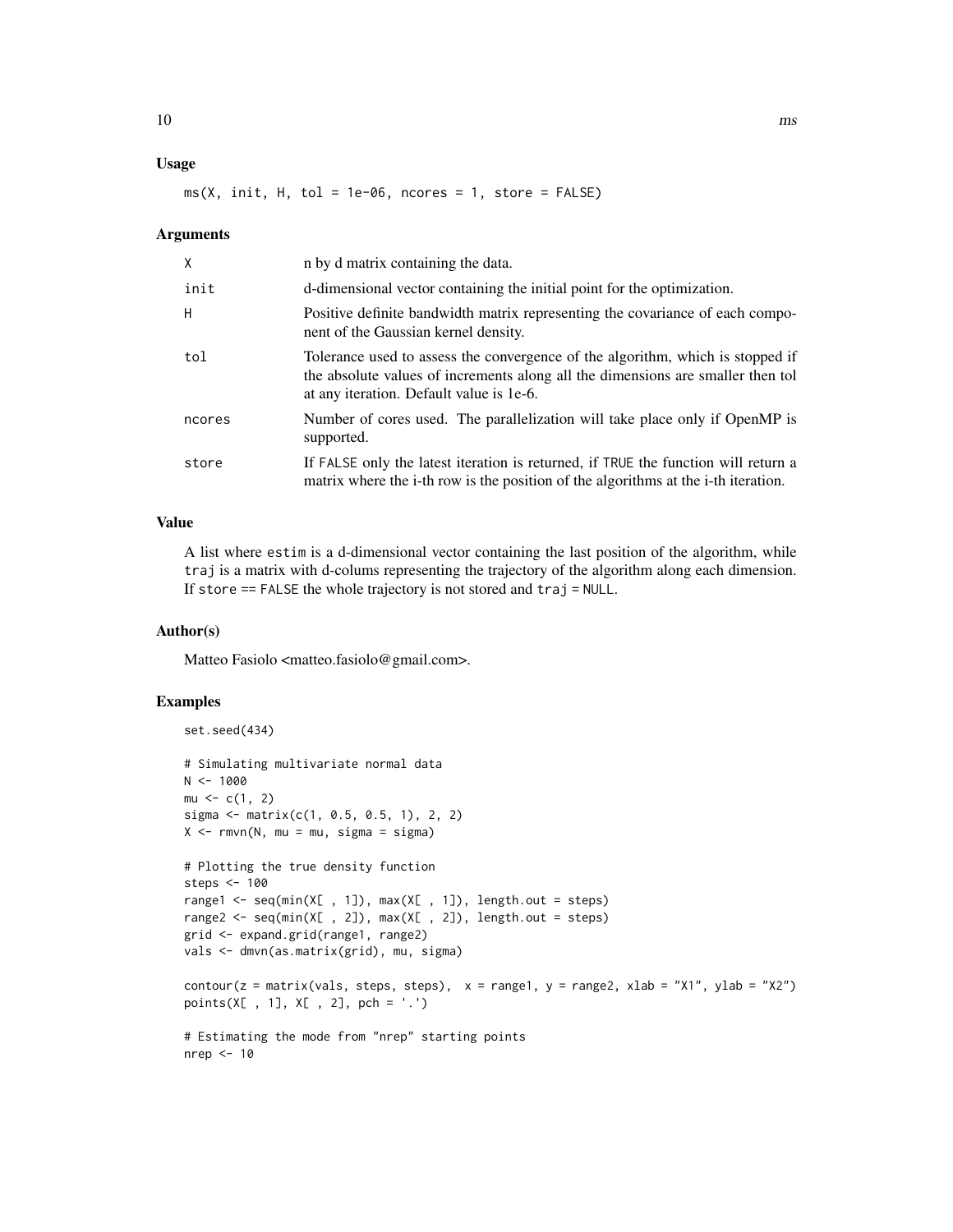### Usage

```
ms(X, init, H, tol = 1e-06, ncores = 1, store = FALSE)
```

### Arguments

| | |
|---|---|
| X | n by d matrix containing the data. |
| init | d-dimensional vector containing the initial point for the optimization. |
| H | Positive definite bandwidth matrix representing the covariance of each component of the Gaussian kernel density. |
| tol | Tolerance used to assess the convergence of the algorithm, which is stopped if the absolute values of increments along all the dimensions are smaller then tol at any iteration. Default value is 1e-6. |
| ncores | Number of cores used. The parallelization will take place only if OpenMP is supported. |
| store | If FALSE only the latest iteration is returned, if TRUE the function will return a matrix where the i-th row is the position of the algorithms at the i-th iteration. |

### Value

A list where estim is a d-dimensional vector containing the last position of the algorithm, while traj is a matrix with d-colums representing the trajectory of the algorithm along each dimension. If store == FALSE the whole trajectory is not stored and traj = NULL.

### Author(s)

Matteo Fasiolo <matteo.fasiolo@gmail.com>.

### Examples

```
set.seed(434)

# Simulating multivariate normal data
N <- 1000
mu <- c(1, 2)
sigma <- matrix(c(1, 0.5, 0.5, 1), 2, 2)
X <- rmvn(N, mu = mu, sigma = sigma)

# Plotting the true density function
steps <- 100
range1 <- seq(min(X[ , 1]), max(X[ , 1]), length.out = steps)
range2 <- seq(min(X[ , 2]), max(X[ , 2]), length.out = steps)
grid <- expand.grid(range1, range2)
vals <- dmvn(as.matrix(grid), mu, sigma)

contour(z = matrix(vals, steps, steps),  x = range1, y = range2, xlab = "X1", ylab = "X2")
points(X[ , 1], X[ , 2], pch = '.')

# Estimating the mode from "nrep" starting points
nrep <- 10
```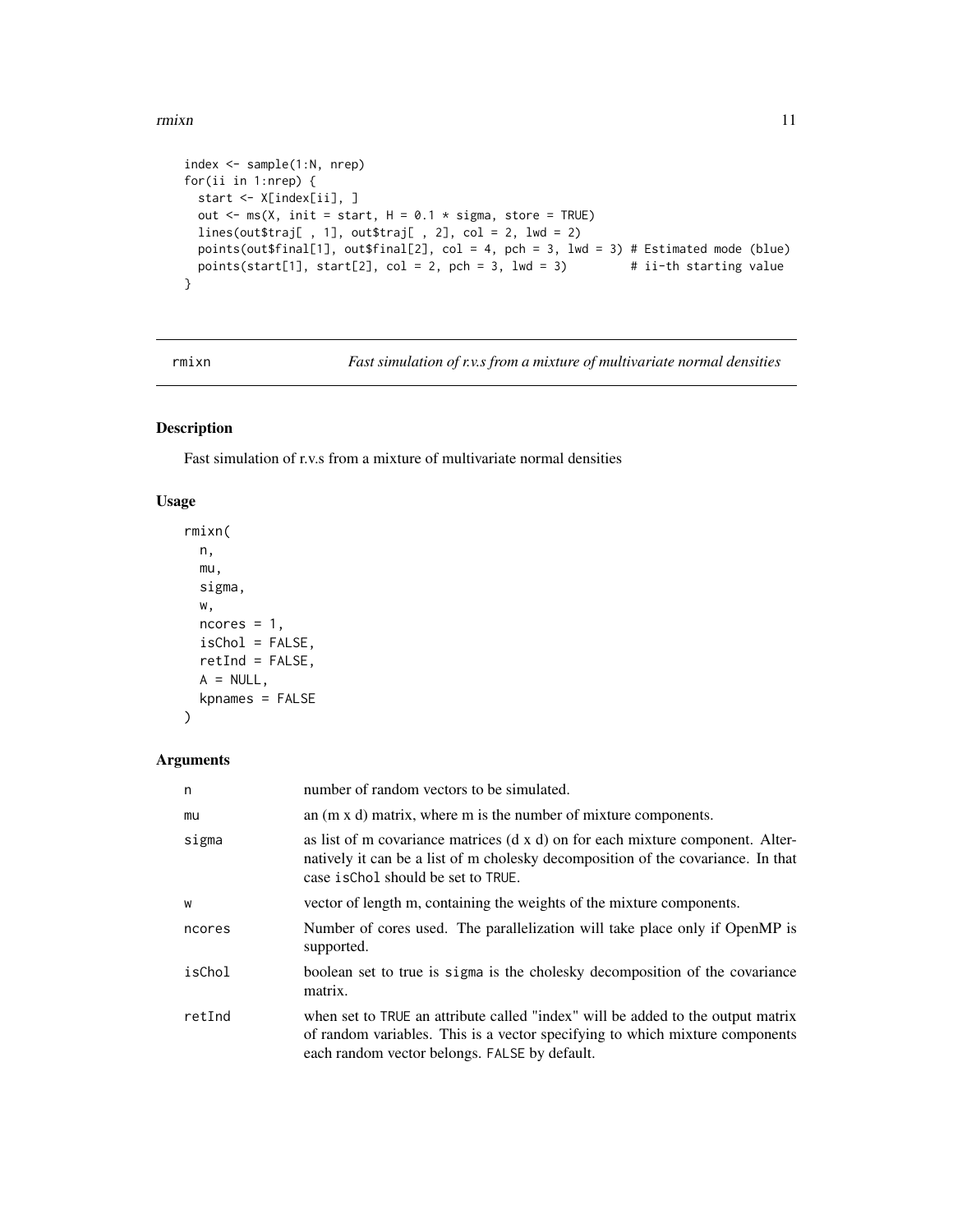```
index <- sample(1:N, nrep)
for(ii in 1:nrep) {
  start <- X[index[ii], ]
  out <- ms(X, init = start, H = 0.1 * sigma, store = TRUE)
  lines(out$traj[ , 1], out$traj[ , 2], col = 2, lwd = 2)
  points(out$final[1], out$final[2], col = 4, pch = 3, lwd = 3) # Estimated mode (blue)
  points(start[1], start[2], col = 2, pch = 3, lwd = 3)         # ii-th starting value
}
```

## rmixn — *Fast simulation of r.v.s from a mixture of multivariate normal densities*

### Description

Fast simulation of r.v.s from a mixture of multivariate normal densities

### Usage

```
rmixn(
  n,
  mu,
  sigma,
  w,
  ncores = 1,
  isChol = FALSE,
  retInd = FALSE,
  A = NULL,
  kpnames = FALSE
)
```

### Arguments

| | |
|---|---|
| n | number of random vectors to be simulated. |
| mu | an (m x d) matrix, where m is the number of mixture components. |
| sigma | as list of m covariance matrices (d x d) on for each mixture component. Alternatively it can be a list of m cholesky decomposition of the covariance. In that case isChol should be set to TRUE. |
| w | vector of length m, containing the weights of the mixture components. |
| ncores | Number of cores used. The parallelization will take place only if OpenMP is supported. |
| isChol | boolean set to true is sigma is the cholesky decomposition of the covariance matrix. |
| retInd | when set to TRUE an attribute called "index" will be added to the output matrix of random variables. This is a vector specifying to which mixture components each random vector belongs. FALSE by default. |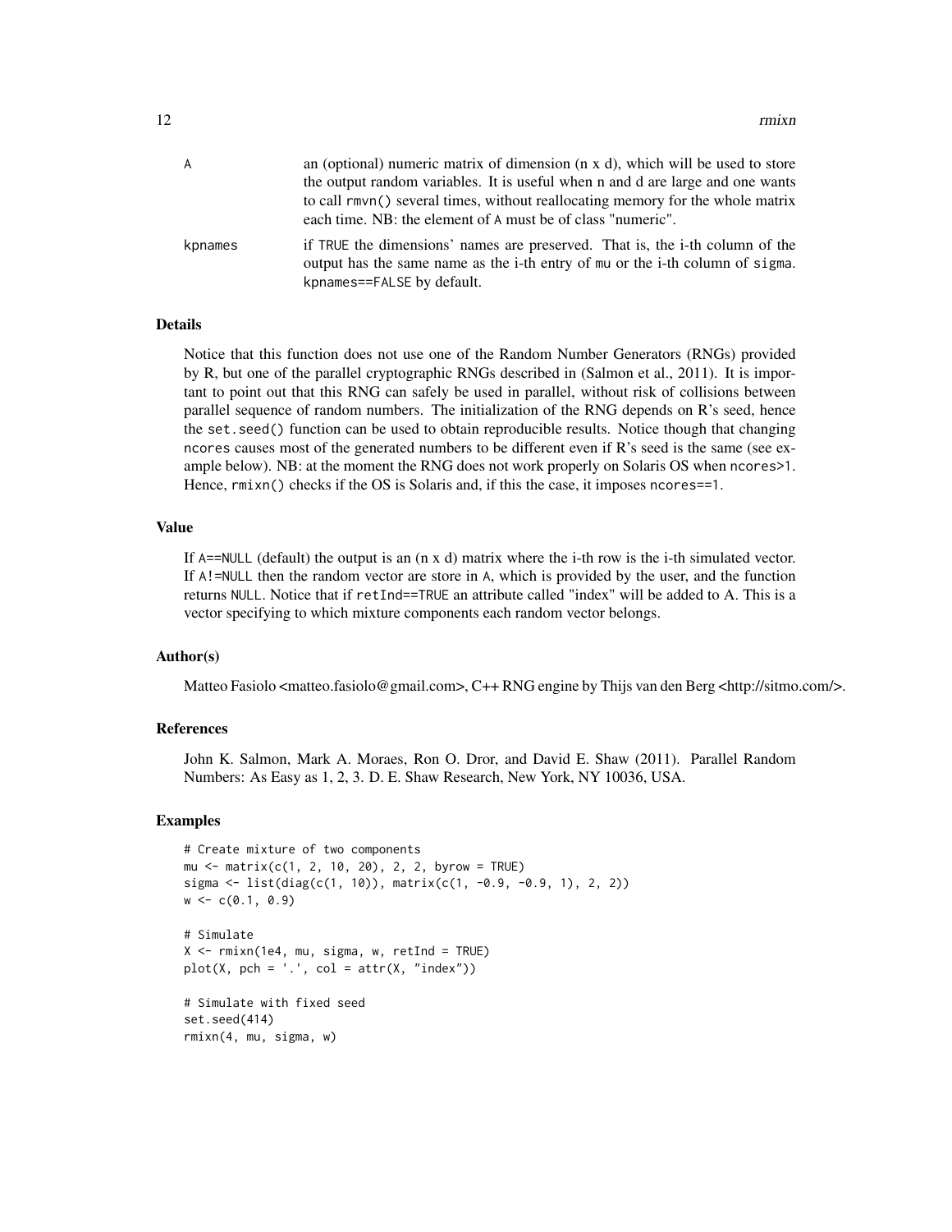| | |
|---|---|
| A | an (optional) numeric matrix of dimension (n x d), which will be used to store the output random variables. It is useful when n and d are large and one wants to call `rmvn()` several times, without reallocating memory for the whole matrix each time. NB: the element of A must be of class "numeric". |
| kpnames | if TRUE the dimensions' names are preserved. That is, the i-th column of the output has the same name as the i-th entry of mu or the i-th column of sigma. kpnames==FALSE by default. |

### Details

Notice that this function does not use one of the Random Number Generators (RNGs) provided by R, but one of the parallel cryptographic RNGs described in (Salmon et al., 2011). It is important to point out that this RNG can safely be used in parallel, without risk of collisions between parallel sequence of random numbers. The initialization of the RNG depends on R's seed, hence the `set.seed()` function can be used to obtain reproducible results. Notice though that changing ncores causes most of the generated numbers to be different even if R's seed is the same (see example below). NB: at the moment the RNG does not work properly on Solaris OS when ncores>1. Hence, `rmixn()` checks if the OS is Solaris and, if this the case, it imposes ncores==1.

### Value

If A==NULL (default) the output is an (n x d) matrix where the i-th row is the i-th simulated vector. If A!=NULL then the random vector are store in A, which is provided by the user, and the function returns NULL. Notice that if retInd==TRUE an attribute called "index" will be added to A. This is a vector specifying to which mixture components each random vector belongs.

### Author(s)

Matteo Fasiolo <matteo.fasiolo@gmail.com>, C++ RNG engine by Thijs van den Berg <http://sitmo.com/>.

### References

John K. Salmon, Mark A. Moraes, Ron O. Dror, and David E. Shaw (2011). Parallel Random Numbers: As Easy as 1, 2, 3. D. E. Shaw Research, New York, NY 10036, USA.

### Examples

```
# Create mixture of two components
mu <- matrix(c(1, 2, 10, 20), 2, 2, byrow = TRUE)
sigma <- list(diag(c(1, 10)), matrix(c(1, -0.9, -0.9, 1), 2, 2))
w <- c(0.1, 0.9)

# Simulate
X <- rmixn(1e4, mu, sigma, w, retInd = TRUE)
plot(X, pch = '.', col = attr(X, "index"))

# Simulate with fixed seed
set.seed(414)
rmixn(4, mu, sigma, w)
```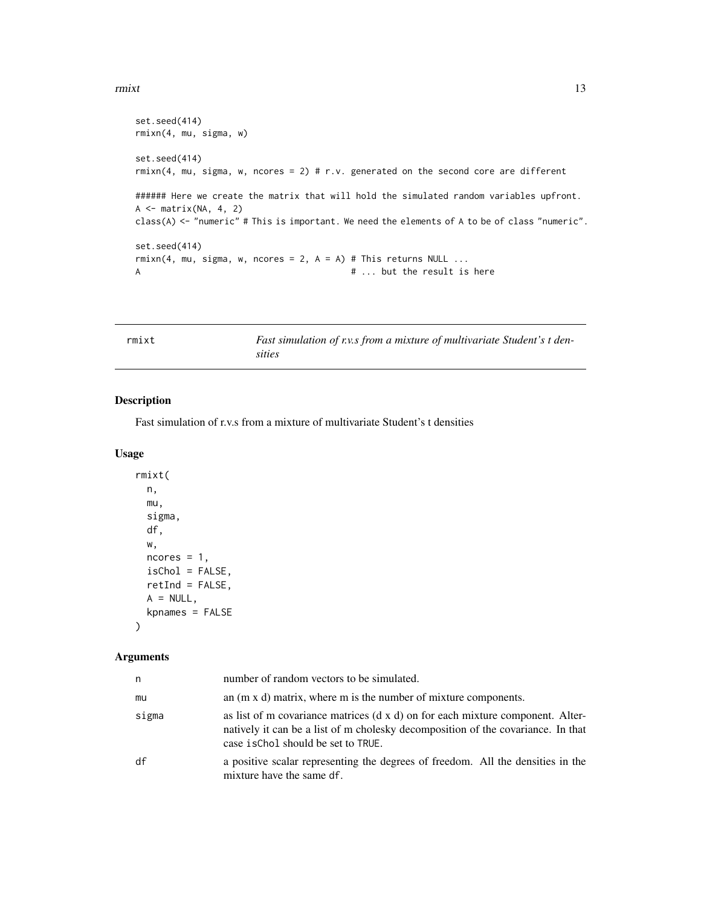```
set.seed(414)
rmixn(4, mu, sigma, w)

set.seed(414)
rmixn(4, mu, sigma, w, ncores = 2) # r.v. generated on the second core are different

###### Here we create the matrix that will hold the simulated random variables upfront.
A <- matrix(NA, 4, 2)
class(A) <- "numeric" # This is important. We need the elements of A to be of class "numeric".

set.seed(414)
rmixn(4, mu, sigma, w, ncores = 2, A = A) # This returns NULL ...
A                                         # ... but the result is here
```

## rmixt — *Fast simulation of r.v.s from a mixture of multivariate Student's t densities*

### Description

Fast simulation of r.v.s from a mixture of multivariate Student's t densities

### Usage

```
rmixt(
  n,
  mu,
  sigma,
  df,
  w,
  ncores = 1,
  isChol = FALSE,
  retInd = FALSE,
  A = NULL,
  kpnames = FALSE
)
```

### Arguments

| | |
|---|---|
| n | number of random vectors to be simulated. |
| mu | an (m x d) matrix, where m is the number of mixture components. |
| sigma | as list of m covariance matrices (d x d) on for each mixture component. Alternatively it can be a list of m cholesky decomposition of the covariance. In that case isChol should be set to TRUE. |
| df | a positive scalar representing the degrees of freedom. All the densities in the mixture have the same df. |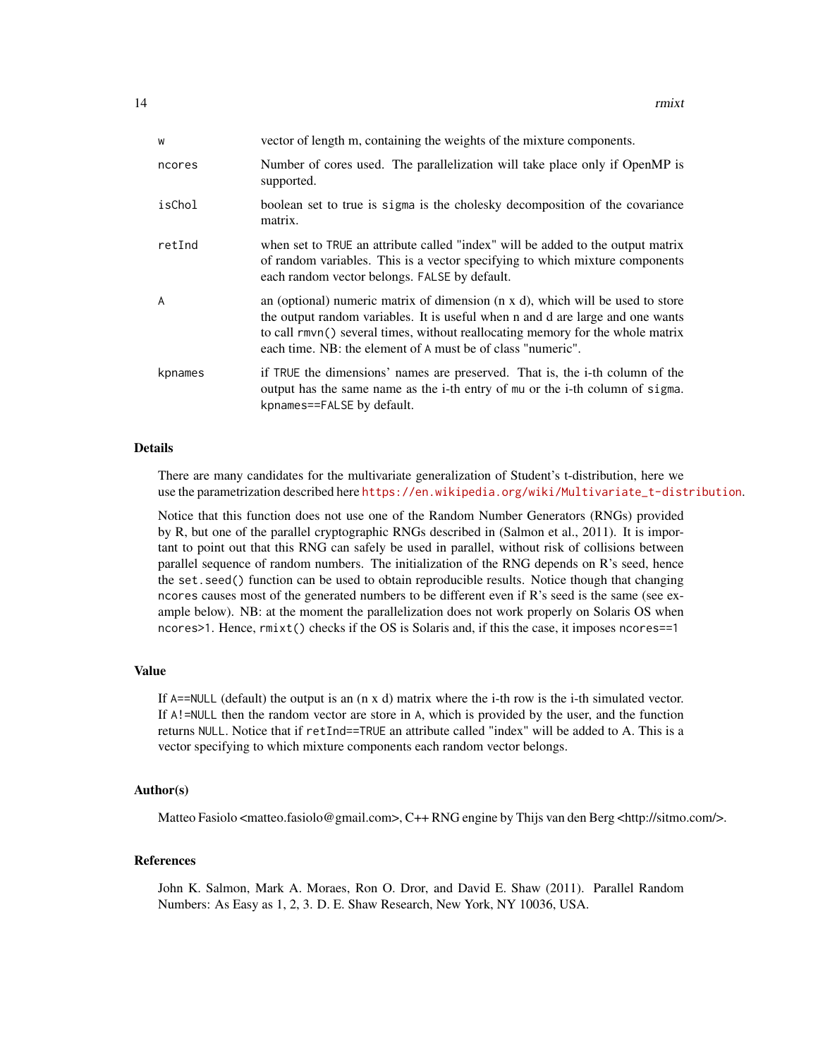| | |
|---|---|
| w | vector of length m, containing the weights of the mixture components. |
| ncores | Number of cores used. The parallelization will take place only if OpenMP is supported. |
| isChol | boolean set to true is sigma is the cholesky decomposition of the covariance matrix. |
| retInd | when set to TRUE an attribute called "index" will be added to the output matrix of random variables. This is a vector specifying to which mixture components each random vector belongs. FALSE by default. |
| A | an (optional) numeric matrix of dimension (n x d), which will be used to store the output random variables. It is useful when n and d are large and one wants to call rmvn() several times, without reallocating memory for the whole matrix each time. NB: the element of A must be of class "numeric". |
| kpnames | if TRUE the dimensions' names are preserved. That is, the i-th column of the output has the same name as the i-th entry of mu or the i-th column of sigma. kpnames==FALSE by default. |

## Details

There are many candidates for the multivariate generalization of Student's t-distribution, here we use the parametrization described here https://en.wikipedia.org/wiki/Multivariate_t-distribution.

Notice that this function does not use one of the Random Number Generators (RNGs) provided by R, but one of the parallel cryptographic RNGs described in (Salmon et al., 2011). It is important to point out that this RNG can safely be used in parallel, without risk of collisions between parallel sequence of random numbers. The initialization of the RNG depends on R's seed, hence the set.seed() function can be used to obtain reproducible results. Notice though that changing ncores causes most of the generated numbers to be different even if R's seed is the same (see example below). NB: at the moment the parallelization does not work properly on Solaris OS when ncores>1. Hence, rmixt() checks if the OS is Solaris and, if this the case, it imposes ncores==1

## Value

If A==NULL (default) the output is an (n x d) matrix where the i-th row is the i-th simulated vector. If A!=NULL then the random vector are store in A, which is provided by the user, and the function returns NULL. Notice that if retInd==TRUE an attribute called "index" will be added to A. This is a vector specifying to which mixture components each random vector belongs.

## Author(s)

Matteo Fasiolo <matteo.fasiolo@gmail.com>, C++ RNG engine by Thijs van den Berg <http://sitmo.com/>.

## References

John K. Salmon, Mark A. Moraes, Ron O. Dror, and David E. Shaw (2011). Parallel Random Numbers: As Easy as 1, 2, 3. D. E. Shaw Research, New York, NY 10036, USA.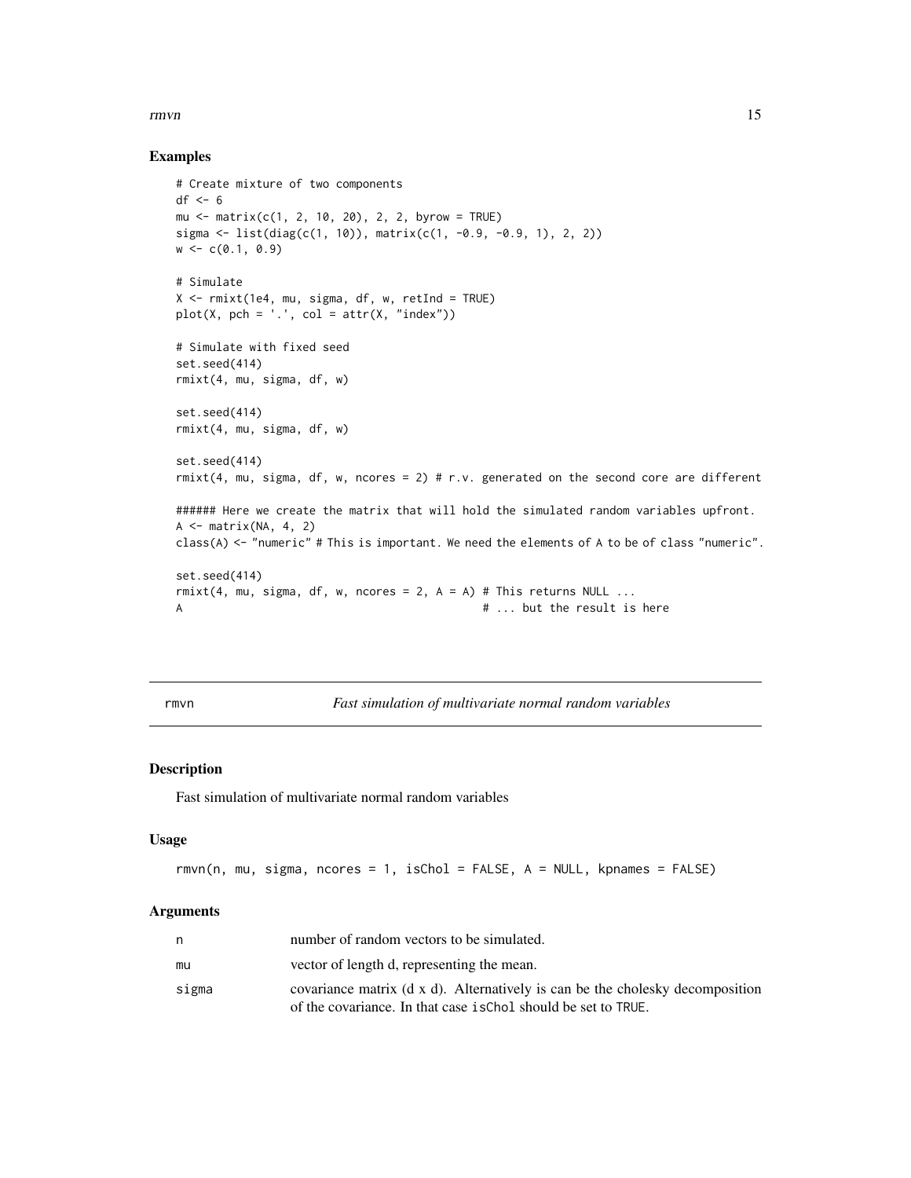## Examples

```
# Create mixture of two components
df <- 6
mu <- matrix(c(1, 2, 10, 20), 2, 2, byrow = TRUE)
sigma <- list(diag(c(1, 10)), matrix(c(1, -0.9, -0.9, 1), 2, 2))
w <- c(0.1, 0.9)

# Simulate
X <- rmixt(1e4, mu, sigma, df, w, retInd = TRUE)
plot(X, pch = '.', col = attr(X, "index"))

# Simulate with fixed seed
set.seed(414)
rmixt(4, mu, sigma, df, w)

set.seed(414)
rmixt(4, mu, sigma, df, w)

set.seed(414)
rmixt(4, mu, sigma, df, w, ncores = 2) # r.v. generated on the second core are different

###### Here we create the matrix that will hold the simulated random variables upfront.
A <- matrix(NA, 4, 2)
class(A) <- "numeric" # This is important. We need the elements of A to be of class "numeric".

set.seed(414)
rmixt(4, mu, sigma, df, w, ncores = 2, A = A) # This returns NULL ...
A                                             # ... but the result is here
```

---

# rmvn — *Fast simulation of multivariate normal random variables*

## Description

Fast simulation of multivariate normal random variables

## Usage

```
rmvn(n, mu, sigma, ncores = 1, isChol = FALSE, A = NULL, kpnames = FALSE)
```

## Arguments

| | |
|---|---|
| n | number of random vectors to be simulated. |
| mu | vector of length d, representing the mean. |
| sigma | covariance matrix (d x d). Alternatively is can be the cholesky decomposition of the covariance. In that case `isChol` should be set to `TRUE`. |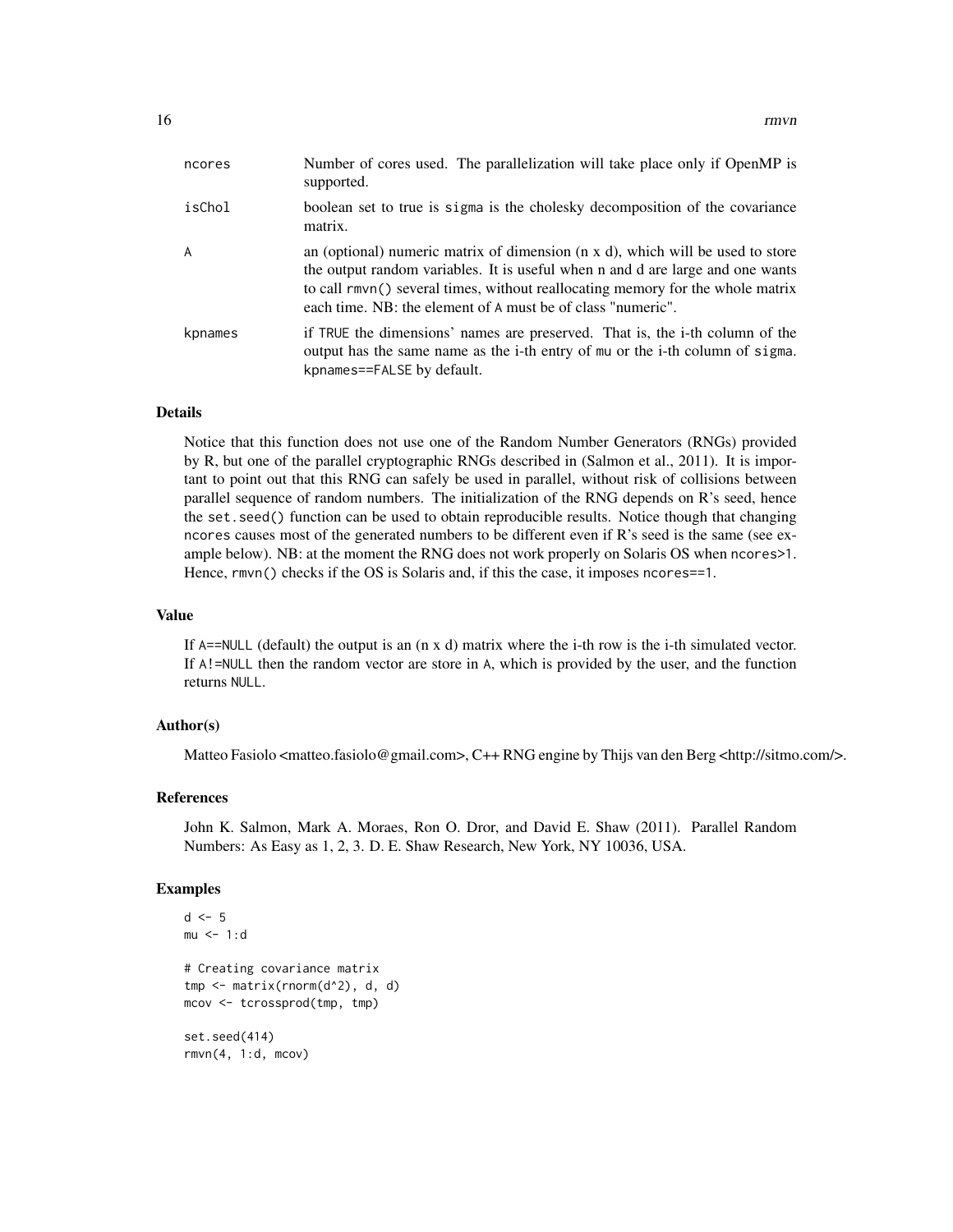| | |
|---|---|
| ncores | Number of cores used. The parallelization will take place only if OpenMP is supported. |
| isChol | boolean set to true is sigma is the cholesky decomposition of the covariance matrix. |
| A | an (optional) numeric matrix of dimension (n x d), which will be used to store the output random variables. It is useful when n and d are large and one wants to call rmvn() several times, without reallocating memory for the whole matrix each time. NB: the element of A must be of class "numeric". |
| kpnames | if TRUE the dimensions' names are preserved. That is, the i-th column of the output has the same name as the i-th entry of mu or the i-th column of sigma. kpnames==FALSE by default. |

### Details

Notice that this function does not use one of the Random Number Generators (RNGs) provided by R, but one of the parallel cryptographic RNGs described in (Salmon et al., 2011). It is important to point out that this RNG can safely be used in parallel, without risk of collisions between parallel sequence of random numbers. The initialization of the RNG depends on R's seed, hence the set.seed() function can be used to obtain reproducible results. Notice though that changing ncores causes most of the generated numbers to be different even if R's seed is the same (see example below). NB: at the moment the RNG does not work properly on Solaris OS when ncores>1. Hence, rmvn() checks if the OS is Solaris and, if this the case, it imposes ncores==1.

### Value

If A==NULL (default) the output is an (n x d) matrix where the i-th row is the i-th simulated vector. If A!=NULL then the random vector are store in A, which is provided by the user, and the function returns NULL.

### Author(s)

Matteo Fasiolo <matteo.fasiolo@gmail.com>, C++ RNG engine by Thijs van den Berg <http://sitmo.com/>.

### References

John K. Salmon, Mark A. Moraes, Ron O. Dror, and David E. Shaw (2011). Parallel Random Numbers: As Easy as 1, 2, 3. D. E. Shaw Research, New York, NY 10036, USA.

### Examples

```
d <- 5
mu <- 1:d

# Creating covariance matrix
tmp <- matrix(rnorm(d^2), d, d)
mcov <- tcrossprod(tmp, tmp)

set.seed(414)
rmvn(4, 1:d, mcov)
```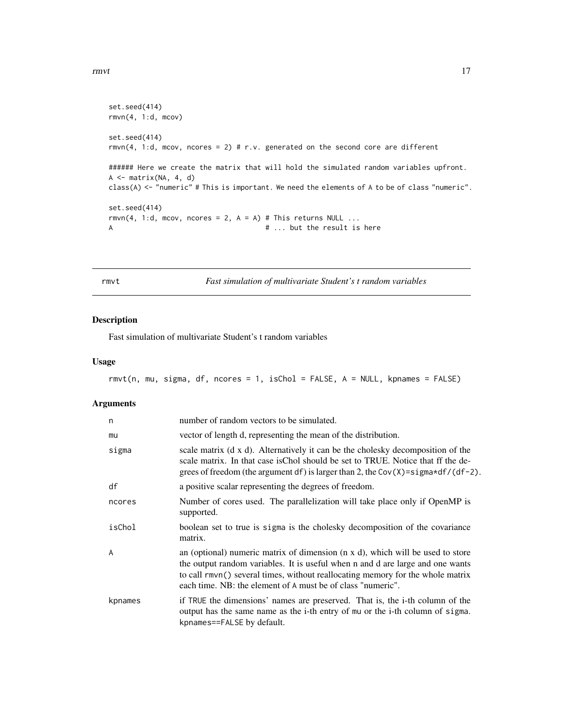```
set.seed(414)
rmvn(4, 1:d, mcov)

set.seed(414)
rmvn(4, 1:d, mcov, ncores = 2) # r.v. generated on the second core are different

###### Here we create the matrix that will hold the simulated random variables upfront.
A <- matrix(NA, 4, d)
class(A) <- "numeric" # This is important. We need the elements of A to be of class "numeric".

set.seed(414)
rmvn(4, 1:d, mcov, ncores = 2, A = A) # This returns NULL ...
A                                      # ... but the result is here
```

---

rmvt — *Fast simulation of multivariate Student's t random variables*

---

## Description

Fast simulation of multivariate Student's t random variables

## Usage

```
rmvt(n, mu, sigma, df, ncores = 1, isChol = FALSE, A = NULL, kpnames = FALSE)
```

## Arguments

| | |
|---|---|
| n | number of random vectors to be simulated. |
| mu | vector of length d, representing the mean of the distribution. |
| sigma | scale matrix (d x d). Alternatively it can be the cholesky decomposition of the scale matrix. In that case isChol should be set to TRUE. Notice that ff the degrees of freedom (the argument df) is larger than 2, the Cov(X)=sigma*df/(df-2). |
| df | a positive scalar representing the degrees of freedom. |
| ncores | Number of cores used. The parallelization will take place only if OpenMP is supported. |
| isChol | boolean set to true is sigma is the cholesky decomposition of the covariance matrix. |
| A | an (optional) numeric matrix of dimension (n x d), which will be used to store the output random variables. It is useful when n and d are large and one wants to call rmvn() several times, without reallocating memory for the whole matrix each time. NB: the element of A must be of class "numeric". |
| kpnames | if TRUE the dimensions' names are preserved. That is, the i-th column of the output has the same name as the i-th entry of mu or the i-th column of sigma. kpnames==FALSE by default. |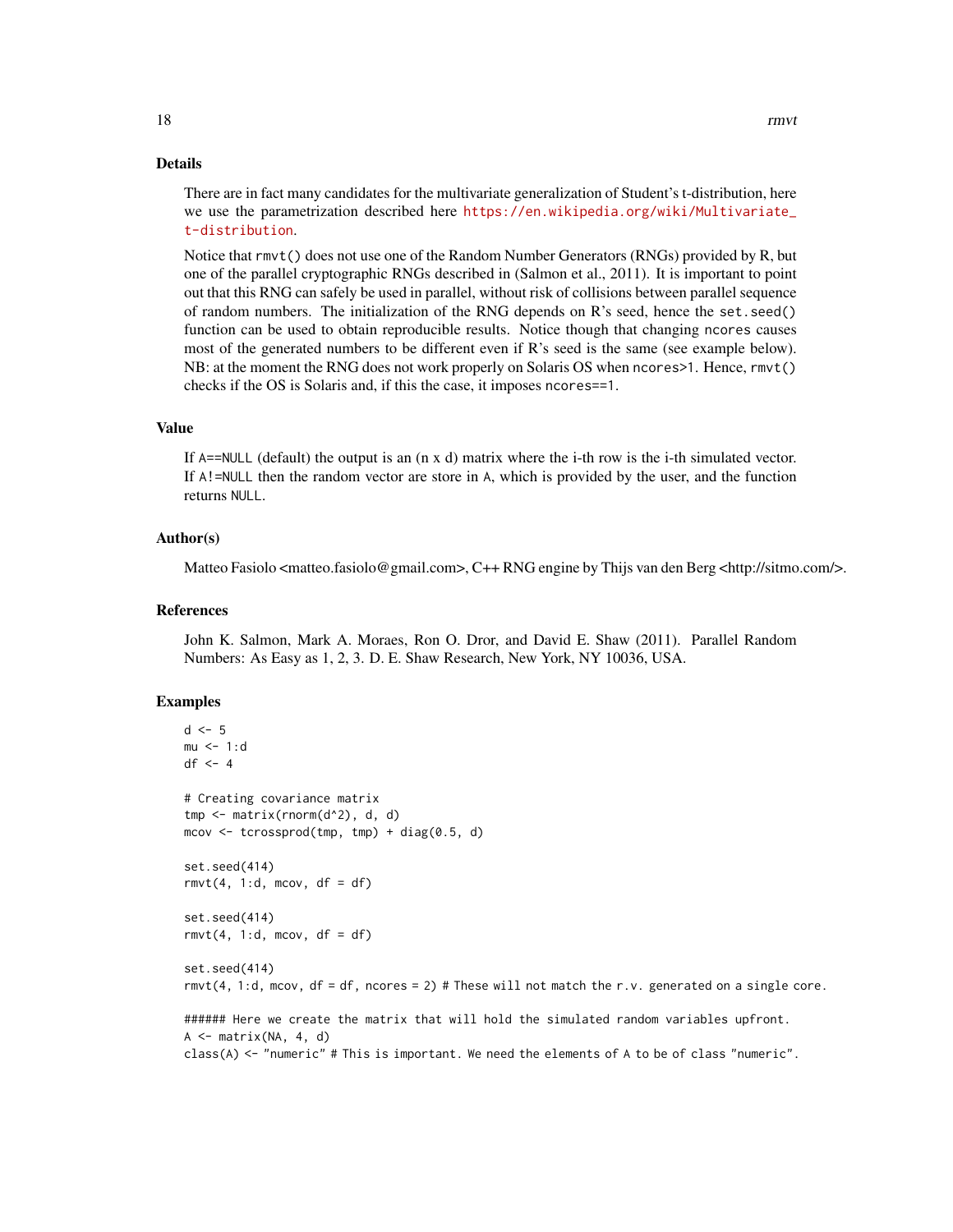## Details

There are in fact many candidates for the multivariate generalization of Student's t-distribution, here we use the parametrization described here https://en.wikipedia.org/wiki/Multivariate_t-distribution.

Notice that `rmvt()` does not use one of the Random Number Generators (RNGs) provided by R, but one of the parallel cryptographic RNGs described in (Salmon et al., 2011). It is important to point out that this RNG can safely be used in parallel, without risk of collisions between parallel sequence of random numbers. The initialization of the RNG depends on R's seed, hence the `set.seed()` function can be used to obtain reproducible results. Notice though that changing `ncores` causes most of the generated numbers to be different even if R's seed is the same (see example below). NB: at the moment the RNG does not work properly on Solaris OS when `ncores>1`. Hence, `rmvt()` checks if the OS is Solaris and, if this the case, it imposes `ncores==1`.

## Value

If `A==NULL` (default) the output is an (n x d) matrix where the i-th row is the i-th simulated vector. If `A!=NULL` then the random vector are store in `A`, which is provided by the user, and the function returns `NULL`.

## Author(s)

Matteo Fasiolo <matteo.fasiolo@gmail.com>, C++ RNG engine by Thijs van den Berg <http://sitmo.com/>.

## References

John K. Salmon, Mark A. Moraes, Ron O. Dror, and David E. Shaw (2011). Parallel Random Numbers: As Easy as 1, 2, 3. D. E. Shaw Research, New York, NY 10036, USA.

## Examples

```
d <- 5
mu <- 1:d
df <- 4

# Creating covariance matrix
tmp <- matrix(rnorm(d^2), d, d)
mcov <- tcrossprod(tmp, tmp) + diag(0.5, d)

set.seed(414)
rmvt(4, 1:d, mcov, df = df)

set.seed(414)
rmvt(4, 1:d, mcov, df = df)

set.seed(414)
rmvt(4, 1:d, mcov, df = df, ncores = 2) # These will not match the r.v. generated on a single core.

###### Here we create the matrix that will hold the simulated random variables upfront.
A <- matrix(NA, 4, d)
class(A) <- "numeric" # This is important. We need the elements of A to be of class "numeric".
```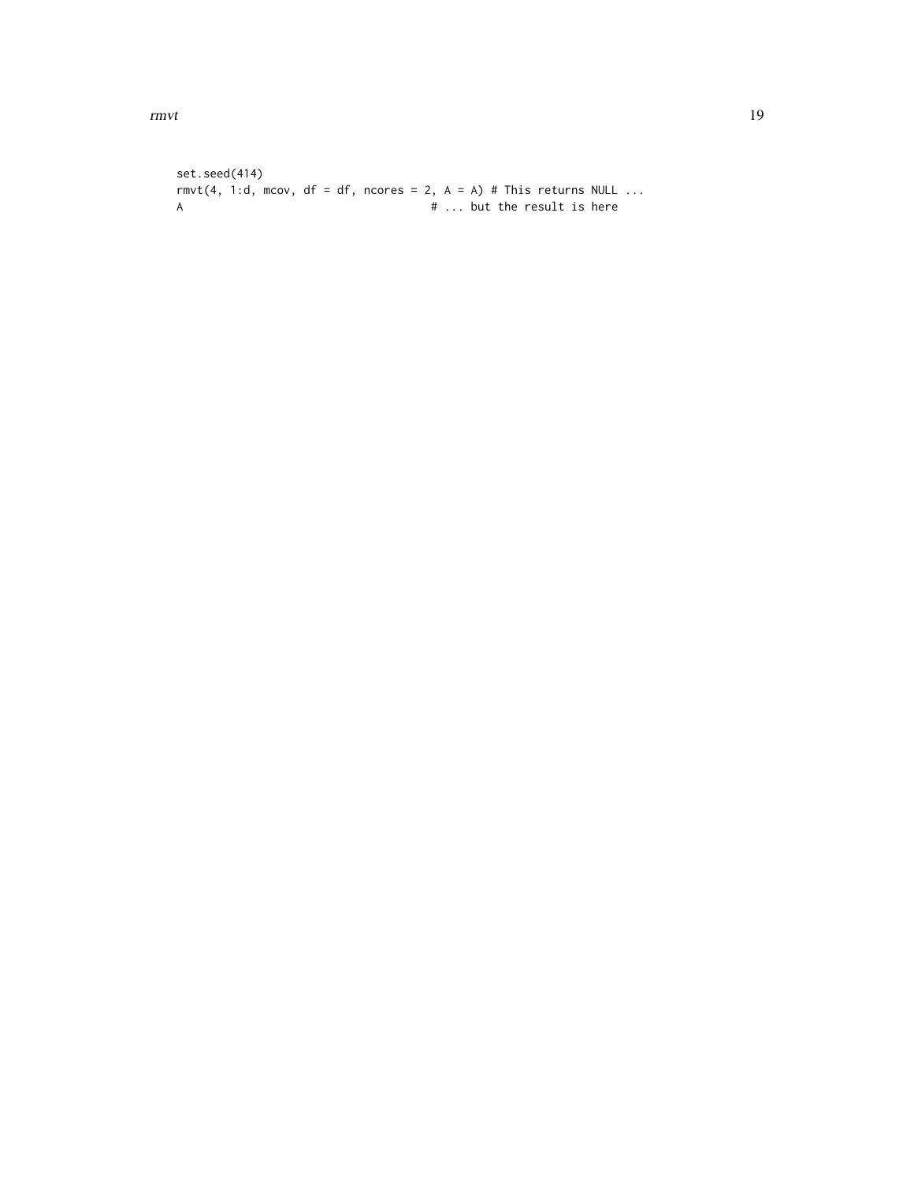```
set.seed(414)
rmvt(4, 1:d, mcov, df = df, ncores = 2, A = A) # This returns NULL ...
A                                    # ... but the result is here
```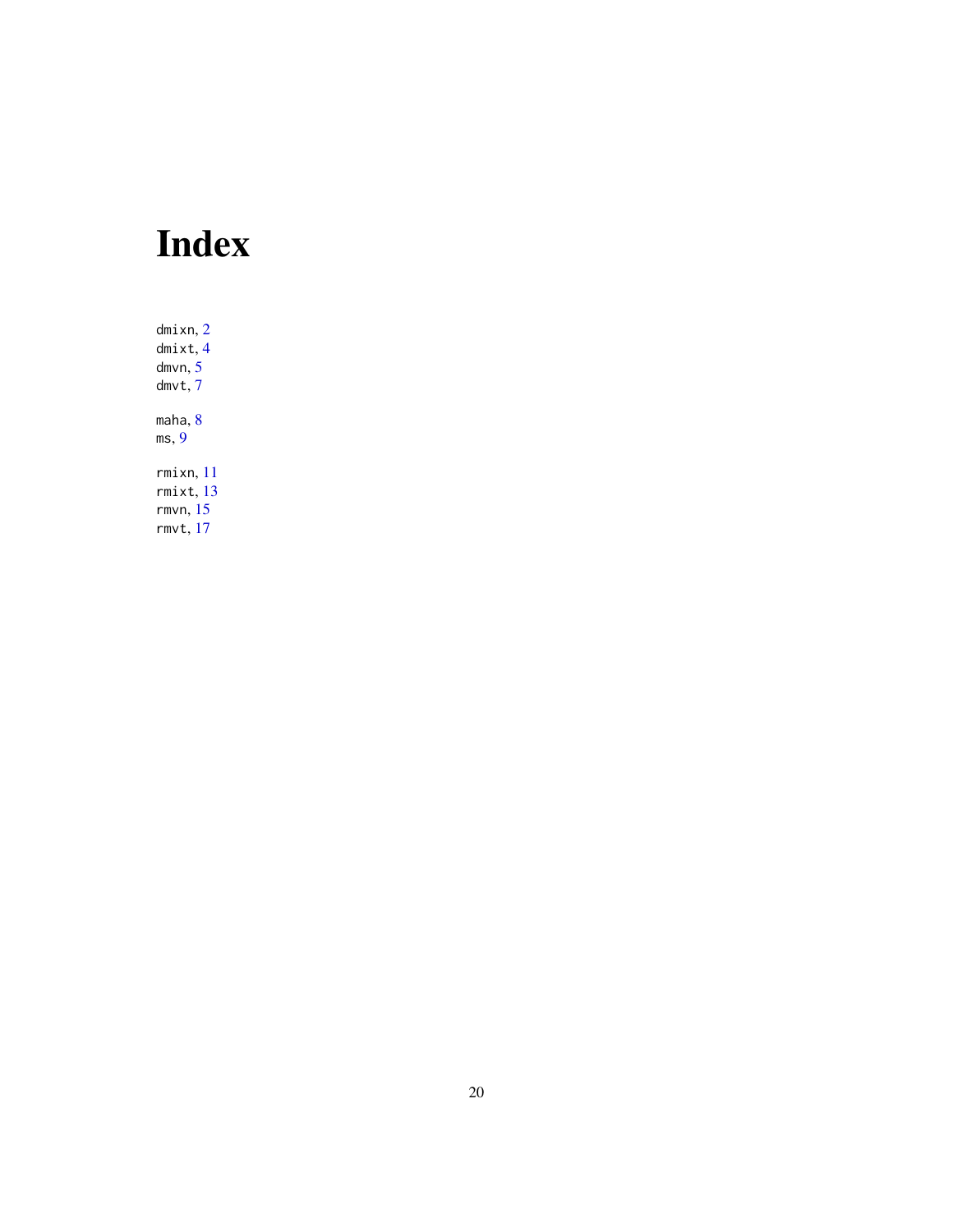# Index

dmixn, 2
dmixt, 4
dmvn, 5
dmvt, 7

maha, 8
ms, 9

rmixn, 11
rmixt, 13
rmvn, 15
rmvt, 17